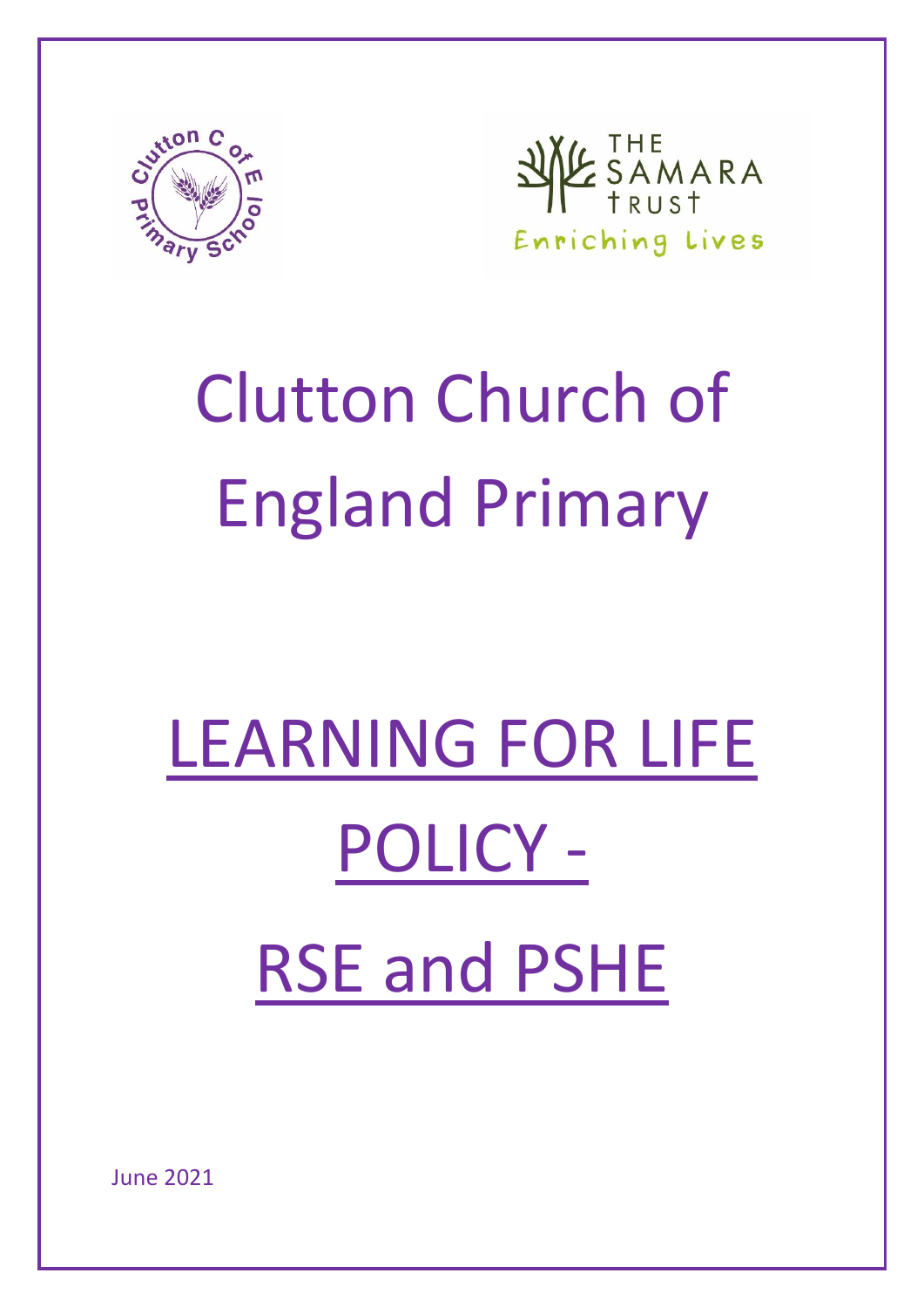# Clutton Church of England Primary

# LEARNING FOR LIFE POLICY - RSE and PSHE

June 2021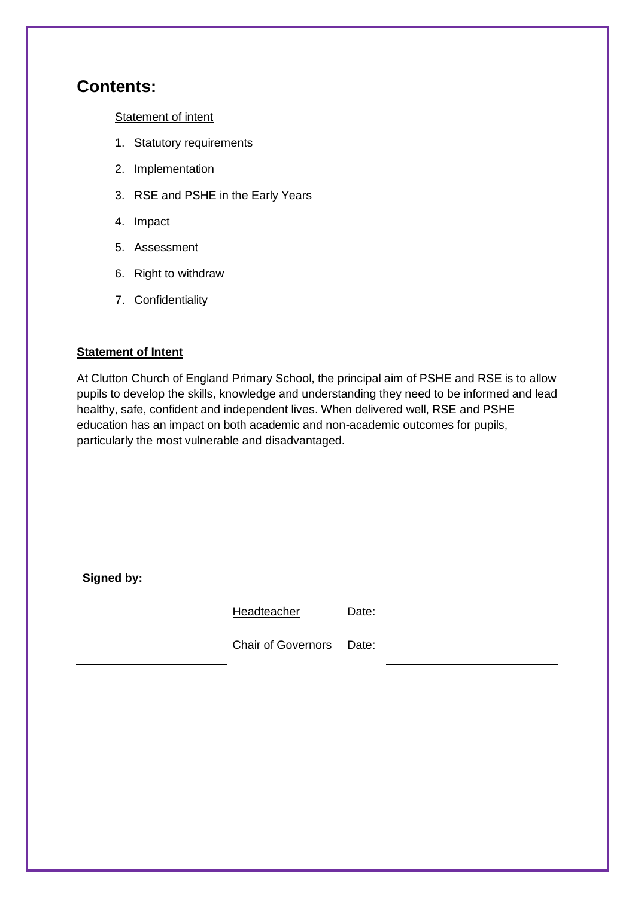## Contents:

Statement of intent

1. Statutory requirements
2. Implementation
3. RSE and PSHE in the Early Years
4. Impact
5. Assessment
6. Right to withdraw
7. Confidentiality

**Statement of Intent**

At Clutton Church of England Primary School, the principal aim of PSHE and RSE is to allow pupils to develop the skills, knowledge and understanding they need to be informed and lead healthy, safe, confident and independent lives. When delivered well, RSE and PSHE education has an impact on both academic and non-academic outcomes for pupils, particularly the most vulnerable and disadvantaged.

**Signed by:**

| | | | |
|---|---|---|---|
| ______________________ | Headteacher | Date: | ______________________ |
| ______________________ | Chair of Governors | Date: | ______________________ |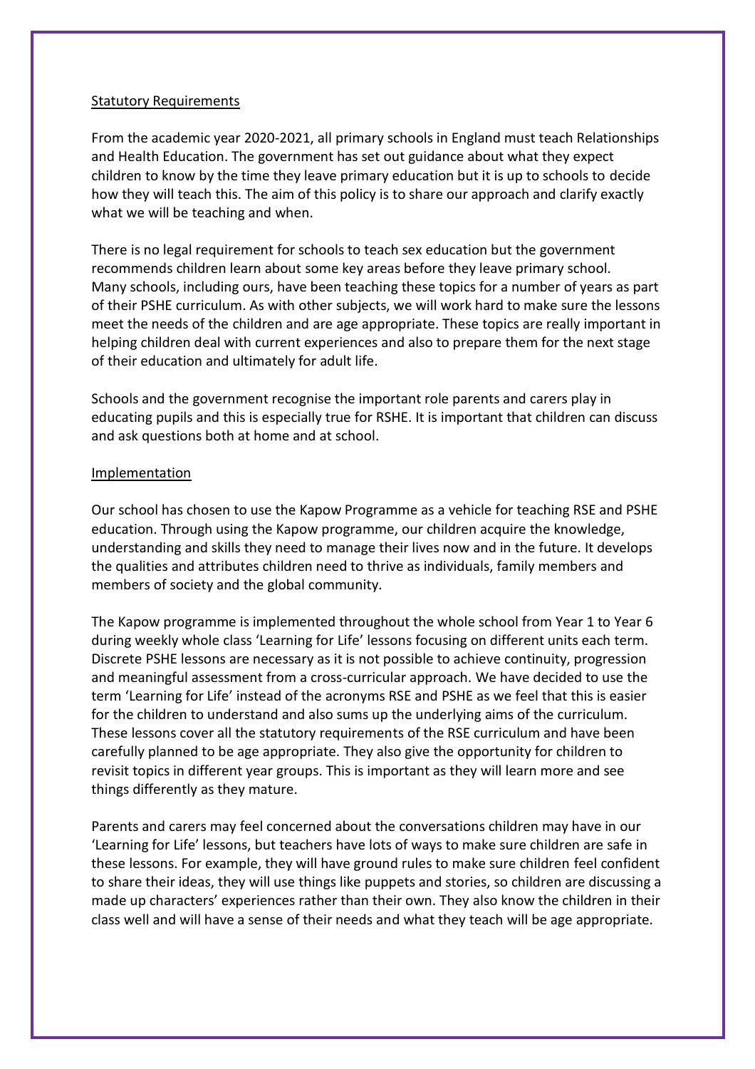## Statutory Requirements

From the academic year 2020-2021, all primary schools in England must teach Relationships and Health Education. The government has set out guidance about what they expect children to know by the time they leave primary education but it is up to schools to decide how they will teach this. The aim of this policy is to share our approach and clarify exactly what we will be teaching and when.

There is no legal requirement for schools to teach sex education but the government recommends children learn about some key areas before they leave primary school. Many schools, including ours, have been teaching these topics for a number of years as part of their PSHE curriculum. As with other subjects, we will work hard to make sure the lessons meet the needs of the children and are age appropriate. These topics are really important in helping children deal with current experiences and also to prepare them for the next stage of their education and ultimately for adult life.

Schools and the government recognise the important role parents and carers play in educating pupils and this is especially true for RSHE. It is important that children can discuss and ask questions both at home and at school.

## Implementation

Our school has chosen to use the Kapow Programme as a vehicle for teaching RSE and PSHE education. Through using the Kapow programme, our children acquire the knowledge, understanding and skills they need to manage their lives now and in the future. It develops the qualities and attributes children need to thrive as individuals, family members and members of society and the global community.

The Kapow programme is implemented throughout the whole school from Year 1 to Year 6 during weekly whole class 'Learning for Life' lessons focusing on different units each term. Discrete PSHE lessons are necessary as it is not possible to achieve continuity, progression and meaningful assessment from a cross-curricular approach. We have decided to use the term 'Learning for Life' instead of the acronyms RSE and PSHE as we feel that this is easier for the children to understand and also sums up the underlying aims of the curriculum. These lessons cover all the statutory requirements of the RSE curriculum and have been carefully planned to be age appropriate. They also give the opportunity for children to revisit topics in different year groups. This is important as they will learn more and see things differently as they mature.

Parents and carers may feel concerned about the conversations children may have in our 'Learning for Life' lessons, but teachers have lots of ways to make sure children are safe in these lessons. For example, they will have ground rules to make sure children feel confident to share their ideas, they will use things like puppets and stories, so children are discussing a made up characters' experiences rather than their own. They also know the children in their class well and will have a sense of their needs and what they teach will be age appropriate.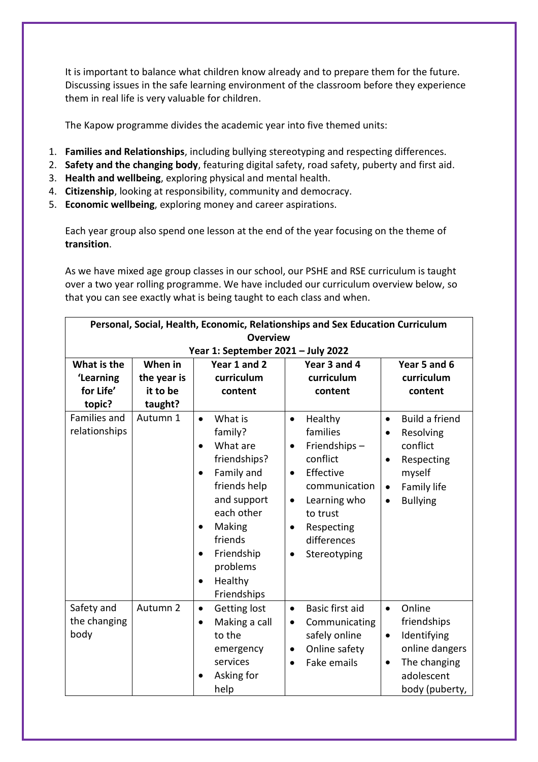It is important to balance what children know already and to prepare them for the future. Discussing issues in the safe learning environment of the classroom before they experience them in real life is very valuable for children.

The Kapow programme divides the academic year into five themed units:

1. **Families and Relationships**, including bullying stereotyping and respecting differences.
2. **Safety and the changing body**, featuring digital safety, road safety, puberty and first aid.
3. **Health and wellbeing**, exploring physical and mental health.
4. **Citizenship**, looking at responsibility, community and democracy.
5. **Economic wellbeing**, exploring money and career aspirations.

Each year group also spend one lesson at the end of the year focusing on the theme of **transition**.

As we have mixed age group classes in our school, our PSHE and RSE curriculum is taught over a two year rolling programme. We have included our curriculum overview below, so that you can see exactly what is being taught to each class and when.

| **Personal, Social, Health, Economic, Relationships and Sex Education Curriculum Overview<br>Year 1: September 2021 – July 2022** | | | | |
|---|---|---|---|---|
| **What is the 'Learning for Life' topic?** | **When in the year is it to be taught?** | **Year 1 and 2 curriculum content** | **Year 3 and 4 curriculum content** | **Year 5 and 6 curriculum content** |
| Families and relationships | Autumn 1 | • What is family?<br>• What are friendships?<br>• Family and friends help and support each other<br>• Making friends<br>• Friendship problems<br>• Healthy Friendships | • Healthy families<br>• Friendships – conflict<br>• Effective communication<br>• Learning who to trust<br>• Respecting differences<br>• Stereotyping | • Build a friend<br>• Resolving conflict<br>• Respecting myself<br>• Family life<br>• Bullying |
| Safety and the changing body | Autumn 2 | • Getting lost<br>• Making a call to the emergency services<br>• Asking for help | • Basic first aid<br>• Communicating safely online<br>• Online safety<br>• Fake emails | • Online friendships<br>• Identifying online dangers<br>• The changing adolescent body (puberty, |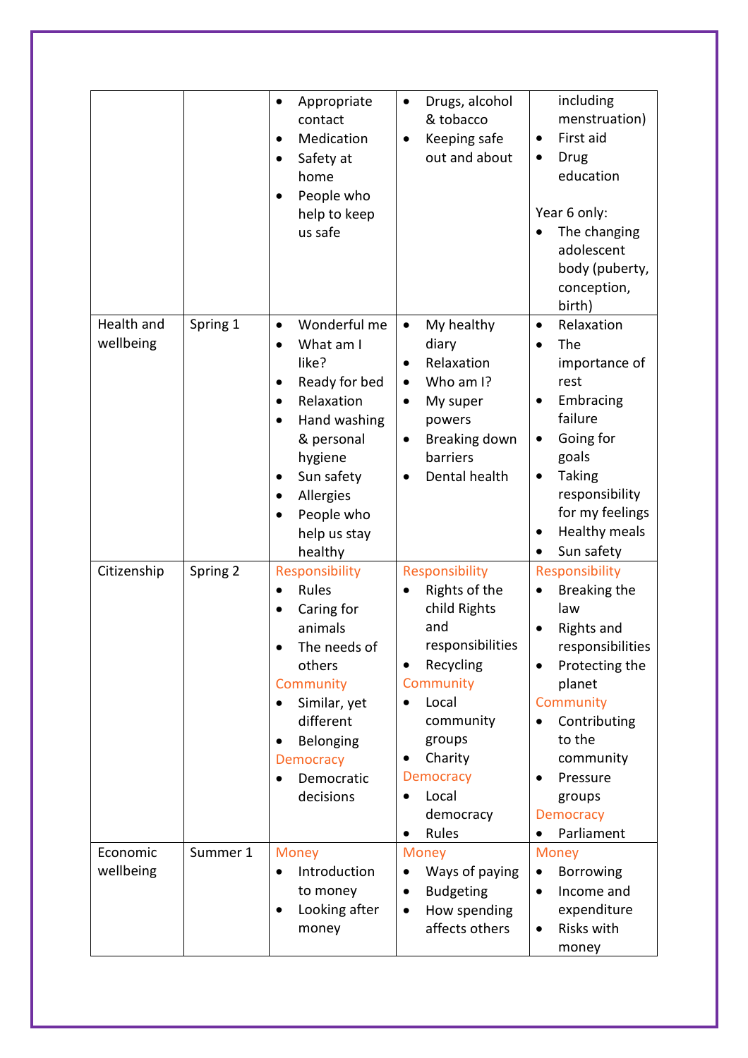| | | | | |
|---|---|---|---|---|
| | | • Appropriate contact<br>• Medication<br>• Safety at home<br>• People who help to keep us safe | • Drugs, alcohol & tobacco<br>• Keeping safe out and about | including menstruation)<br>• First aid<br>• Drug education<br><br>Year 6 only:<br>• The changing adolescent body (puberty, conception, birth) |
| Health and wellbeing | Spring 1 | • Wonderful me<br>• What am I like?<br>• Ready for bed<br>• Relaxation<br>• Hand washing & personal hygiene<br>• Sun safety<br>• Allergies<br>• People who help us stay healthy | • My healthy diary<br>• Relaxation<br>• Who am I?<br>• My super powers<br>• Breaking down barriers<br>• Dental health | • Relaxation<br>• The importance of rest<br>• Embracing failure<br>• Going for goals<br>• Taking responsibility for my feelings<br>• Healthy meals<br>• Sun safety |
| Citizenship | Spring 2 | Responsibility<br>• Rules<br>• Caring for animals<br>• The needs of others<br>Community<br>• Similar, yet different<br>• Belonging<br>Democracy<br>• Democratic decisions | Responsibility<br>• Rights of the child Rights and responsibilities<br>• Recycling<br>Community<br>• Local community groups<br>• Charity<br>Democracy<br>• Local democracy<br>• Rules | Responsibility<br>• Breaking the law<br>• Rights and responsibilities<br>• Protecting the planet<br>Community<br>• Contributing to the community<br>• Pressure groups<br>Democracy<br>• Parliament |
| Economic wellbeing | Summer 1 | Money<br>• Introduction to money<br>• Looking after money | Money<br>• Ways of paying<br>• Budgeting<br>• How spending affects others | Money<br>• Borrowing<br>• Income and expenditure<br>• Risks with money |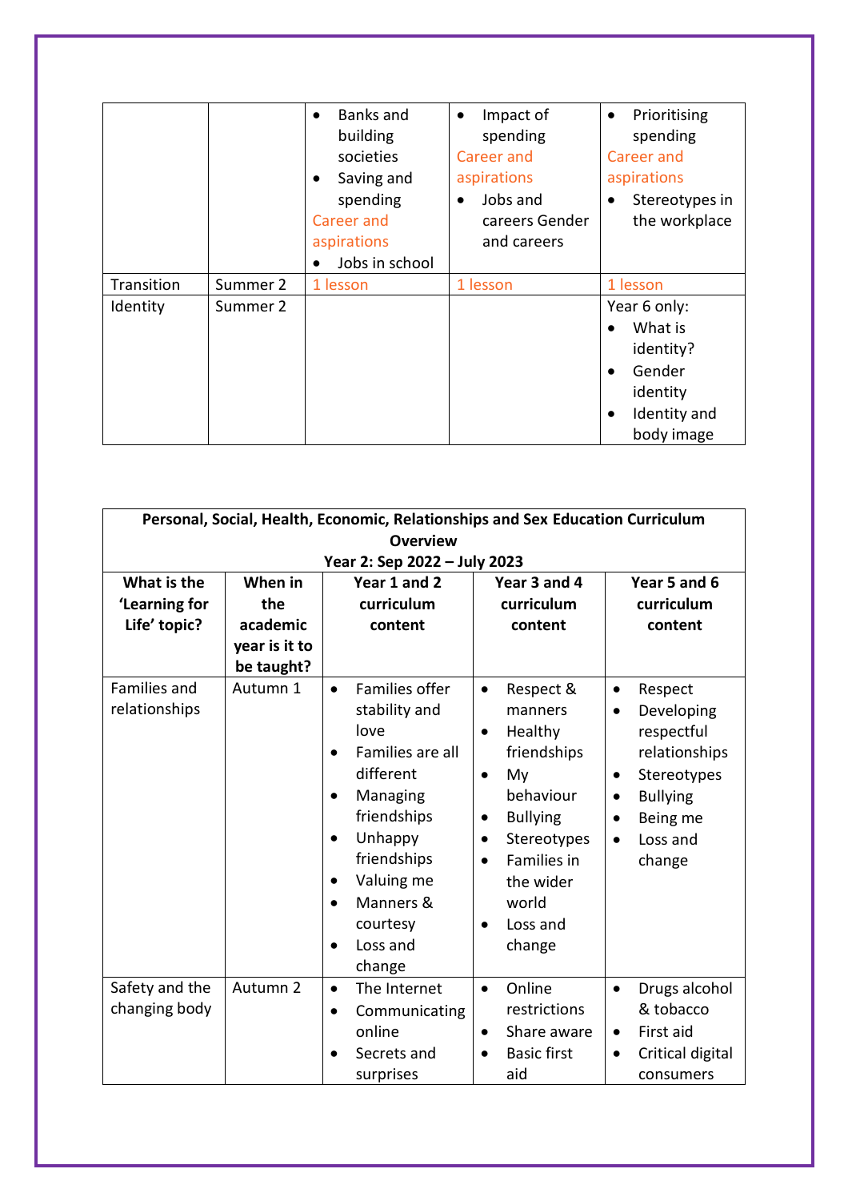| | | • Banks and building societies<br>• Saving and spending<br>Career and aspirations<br>• Jobs in school | • Impact of spending<br>Career and aspirations<br>• Jobs and careers Gender and careers | • Prioritising spending<br>Career and aspirations<br>• Stereotypes in the workplace |
|---|---|---|---|---|
| Transition | Summer 2 | 1 lesson | 1 lesson | 1 lesson |
| Identity | Summer 2 | | | Year 6 only:<br>• What is identity?<br>• Gender identity<br>• Identity and body image |

| **Personal, Social, Health, Economic, Relationships and Sex Education Curriculum Overview<br>Year 2: Sep 2022 – July 2023** | | | | |
|---|---|---|---|---|
| **What is the 'Learning for Life' topic?** | **When in the academic year is it to be taught?** | **Year 1 and 2 curriculum content** | **Year 3 and 4 curriculum content** | **Year 5 and 6 curriculum content** |
| Families and relationships | Autumn 1 | • Families offer stability and love<br>• Families are all different<br>• Managing friendships<br>• Unhappy friendships<br>• Valuing me<br>• Manners & courtesy<br>• Loss and change | • Respect & manners<br>• Healthy friendships<br>• My behaviour<br>• Bullying<br>• Stereotypes<br>• Families in the wider world<br>• Loss and change | • Respect<br>• Developing respectful relationships<br>• Stereotypes<br>• Bullying<br>• Being me<br>• Loss and change |
| Safety and the changing body | Autumn 2 | • The Internet<br>• Communicating online<br>• Secrets and surprises | • Online restrictions<br>• Share aware<br>• Basic first aid | • Drugs alcohol & tobacco<br>• First aid<br>• Critical digital consumers |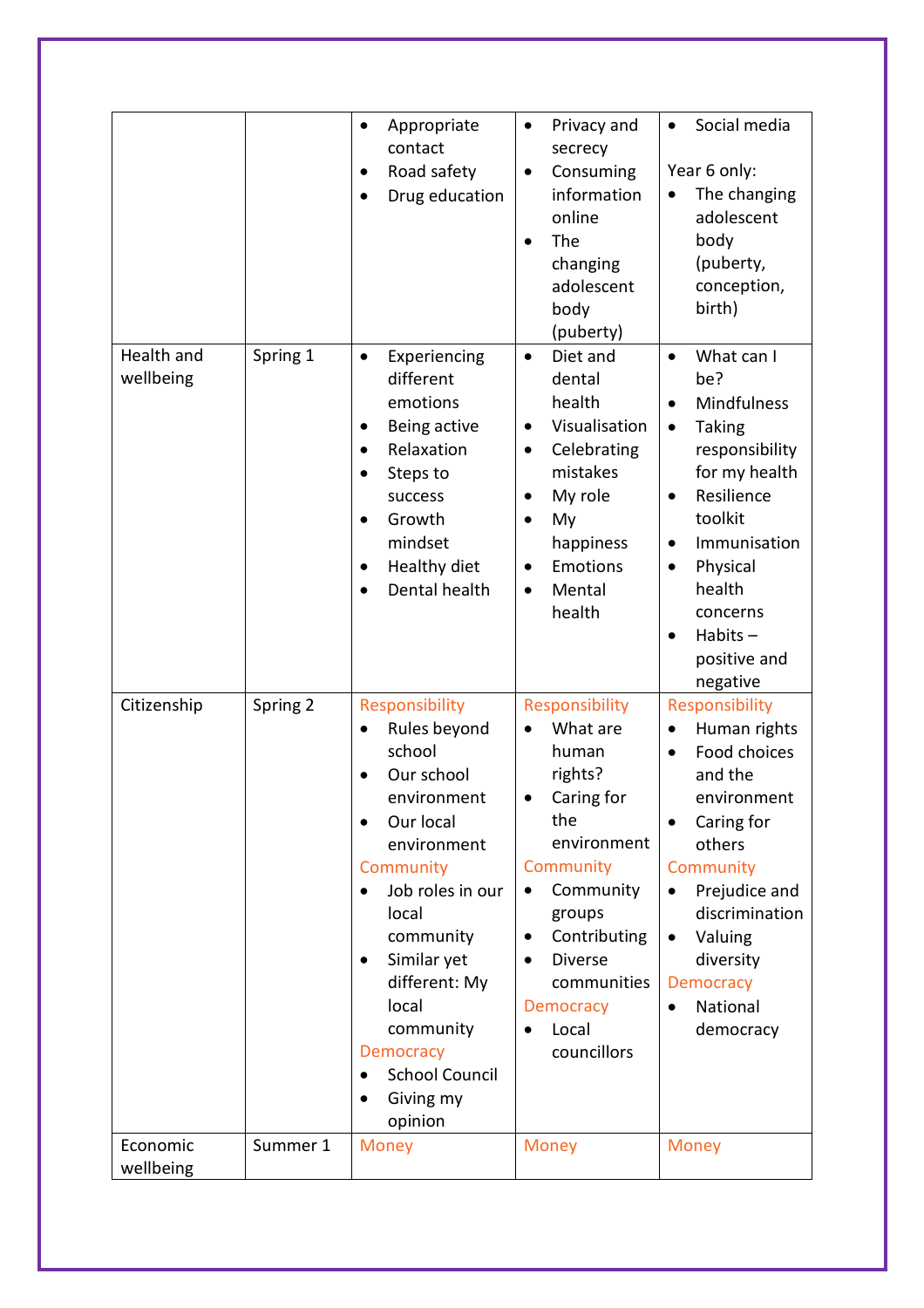| | | | | |
|---|---|---|---|---|
| | | • Appropriate contact<br>• Road safety<br>• Drug education | • Privacy and secrecy<br>• Consuming information online<br>• The changing adolescent body (puberty) | • Social media<br><br>Year 6 only:<br>• The changing adolescent body (puberty, conception, birth) |
| Health and wellbeing | Spring 1 | • Experiencing different emotions<br>• Being active<br>• Relaxation<br>• Steps to success<br>• Growth mindset<br>• Healthy diet<br>• Dental health | • Diet and dental health<br>• Visualisation<br>• Celebrating mistakes<br>• My role<br>• My happiness<br>• Emotions<br>• Mental health | • What can I be?<br>• Mindfulness<br>• Taking responsibility for my health<br>• Resilience toolkit<br>• Immunisation<br>• Physical health concerns<br>• Habits – positive and negative |
| Citizenship | Spring 2 | Responsibility<br>• Rules beyond school<br>• Our school environment<br>• Our local environment<br>Community<br>• Job roles in our local community<br>• Similar yet different: My local community<br>Democracy<br>• School Council<br>• Giving my opinion | Responsibility<br>• What are human rights?<br>• Caring for the environment<br>Community<br>• Community groups<br>• Contributing<br>• Diverse communities<br>Democracy<br>• Local councillors | Responsibility<br>• Human rights<br>• Food choices and the environment<br>• Caring for others<br>Community<br>• Prejudice and discrimination<br>• Valuing diversity<br>Democracy<br>• National democracy |
| Economic wellbeing | Summer 1 | Money | Money | Money |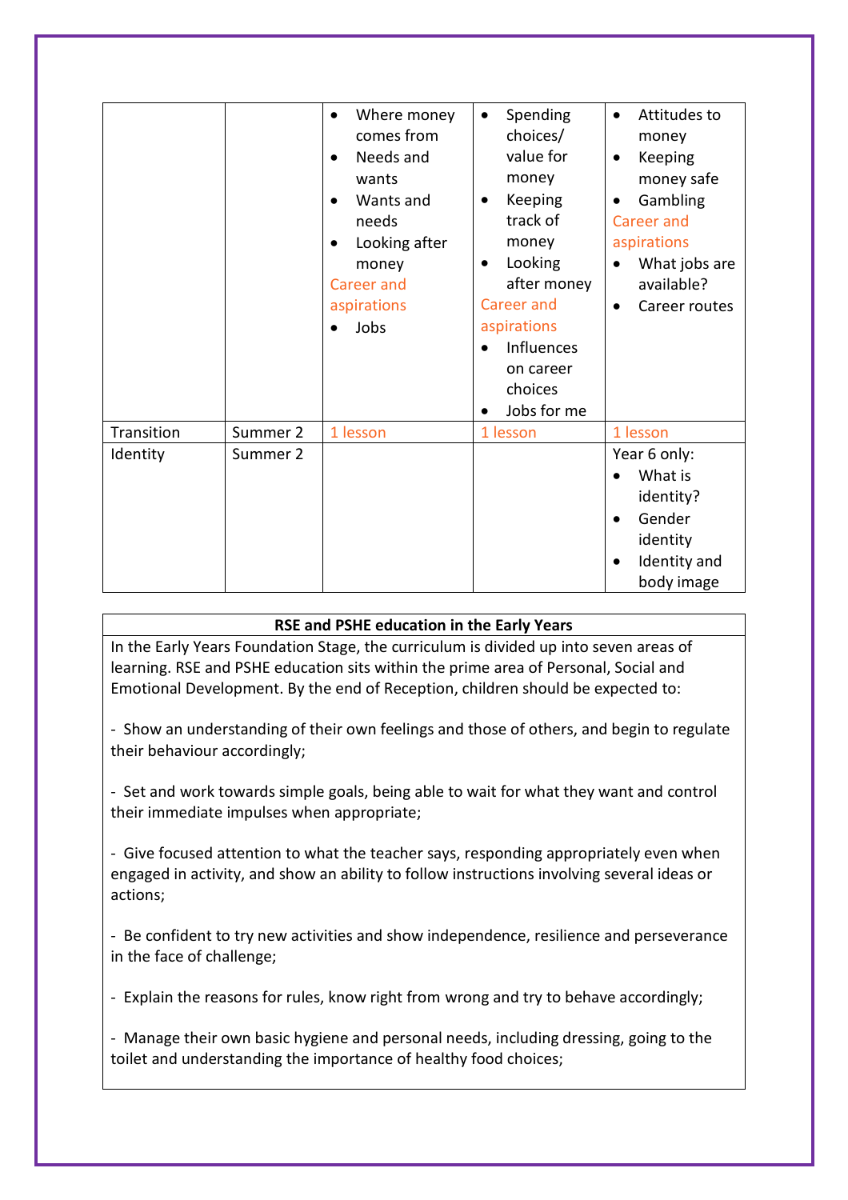| | | | | |
|---|---|---|---|---|
| | | • Where money comes from<br>• Needs and wants<br>• Wants and needs<br>• Looking after money<br>Career and aspirations<br>• Jobs | • Spending choices/ value for money<br>• Keeping track of money<br>• Looking after money<br>Career and aspirations<br>• Influences on career choices<br>• Jobs for me | • Attitudes to money<br>• Keeping money safe<br>• Gambling<br>Career and aspirations<br>• What jobs are available?<br>• Career routes |
| Transition | Summer 2 | 1 lesson | 1 lesson | 1 lesson |
| Identity | Summer 2 | | | Year 6 only:<br>• What is identity?<br>• Gender identity<br>• Identity and body image |

**RSE and PSHE education in the Early Years**

In the Early Years Foundation Stage, the curriculum is divided up into seven areas of learning. RSE and PSHE education sits within the prime area of Personal, Social and Emotional Development. By the end of Reception, children should be expected to:

- Show an understanding of their own feelings and those of others, and begin to regulate their behaviour accordingly;

- Set and work towards simple goals, being able to wait for what they want and control their immediate impulses when appropriate;

- Give focused attention to what the teacher says, responding appropriately even when engaged in activity, and show an ability to follow instructions involving several ideas or actions;

- Be confident to try new activities and show independence, resilience and perseverance in the face of challenge;

- Explain the reasons for rules, know right from wrong and try to behave accordingly;

- Manage their own basic hygiene and personal needs, including dressing, going to the toilet and understanding the importance of healthy food choices;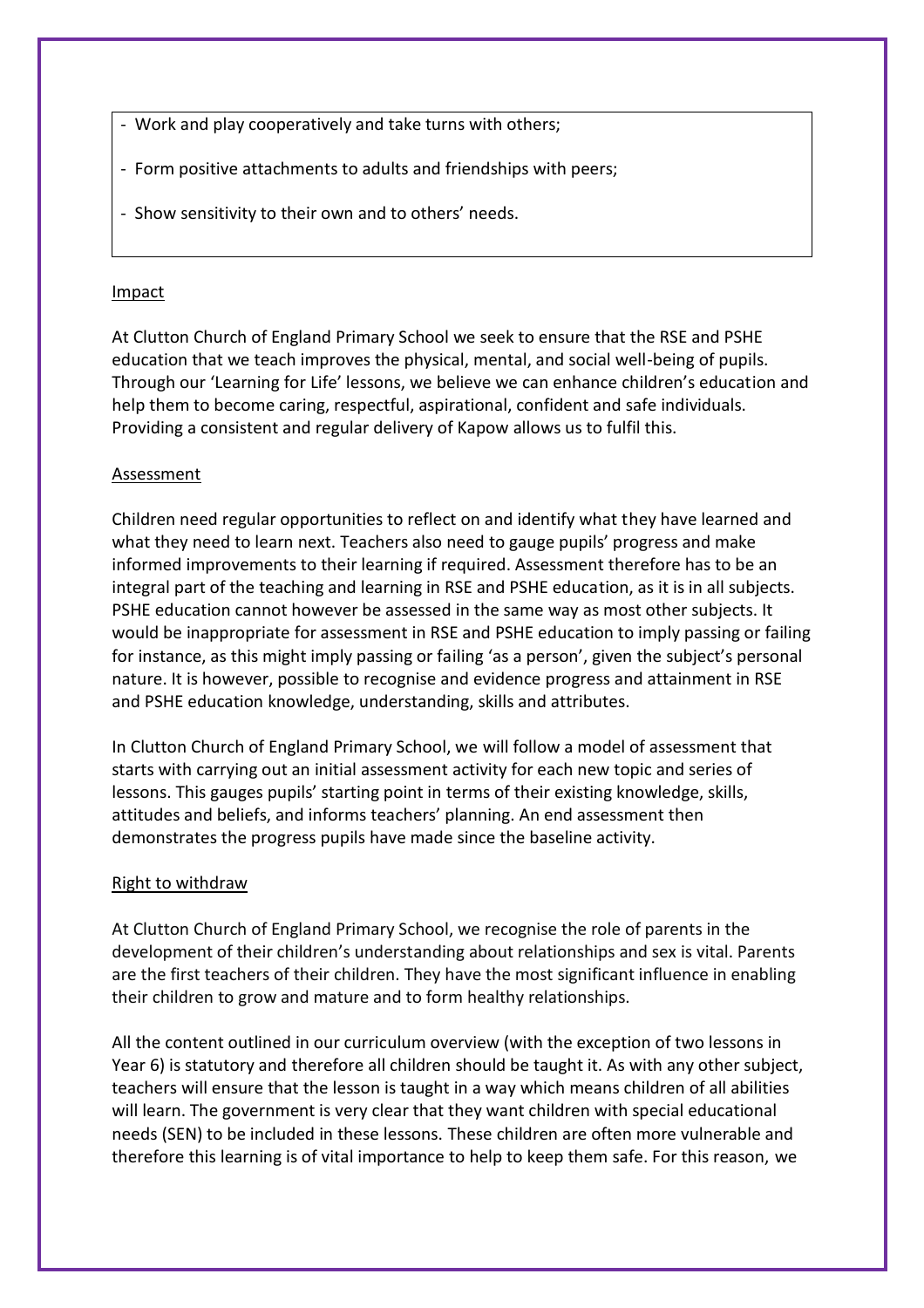- Work and play cooperatively and take turns with others;
- Form positive attachments to adults and friendships with peers;
- Show sensitivity to their own and to others' needs.

## Impact

At Clutton Church of England Primary School we seek to ensure that the RSE and PSHE education that we teach improves the physical, mental, and social well-being of pupils. Through our 'Learning for Life' lessons, we believe we can enhance children's education and help them to become caring, respectful, aspirational, confident and safe individuals. Providing a consistent and regular delivery of Kapow allows us to fulfil this.

## Assessment

Children need regular opportunities to reflect on and identify what they have learned and what they need to learn next. Teachers also need to gauge pupils' progress and make informed improvements to their learning if required. Assessment therefore has to be an integral part of the teaching and learning in RSE and PSHE education, as it is in all subjects. PSHE education cannot however be assessed in the same way as most other subjects. It would be inappropriate for assessment in RSE and PSHE education to imply passing or failing for instance, as this might imply passing or failing 'as a person', given the subject's personal nature. It is however, possible to recognise and evidence progress and attainment in RSE and PSHE education knowledge, understanding, skills and attributes.

In Clutton Church of England Primary School, we will follow a model of assessment that starts with carrying out an initial assessment activity for each new topic and series of lessons. This gauges pupils' starting point in terms of their existing knowledge, skills, attitudes and beliefs, and informs teachers' planning. An end assessment then demonstrates the progress pupils have made since the baseline activity.

## Right to withdraw

At Clutton Church of England Primary School, we recognise the role of parents in the development of their children's understanding about relationships and sex is vital. Parents are the first teachers of their children. They have the most significant influence in enabling their children to grow and mature and to form healthy relationships.

All the content outlined in our curriculum overview (with the exception of two lessons in Year 6) is statutory and therefore all children should be taught it. As with any other subject, teachers will ensure that the lesson is taught in a way which means children of all abilities will learn. The government is very clear that they want children with special educational needs (SEN) to be included in these lessons. These children are often more vulnerable and therefore this learning is of vital importance to help to keep them safe. For this reason, we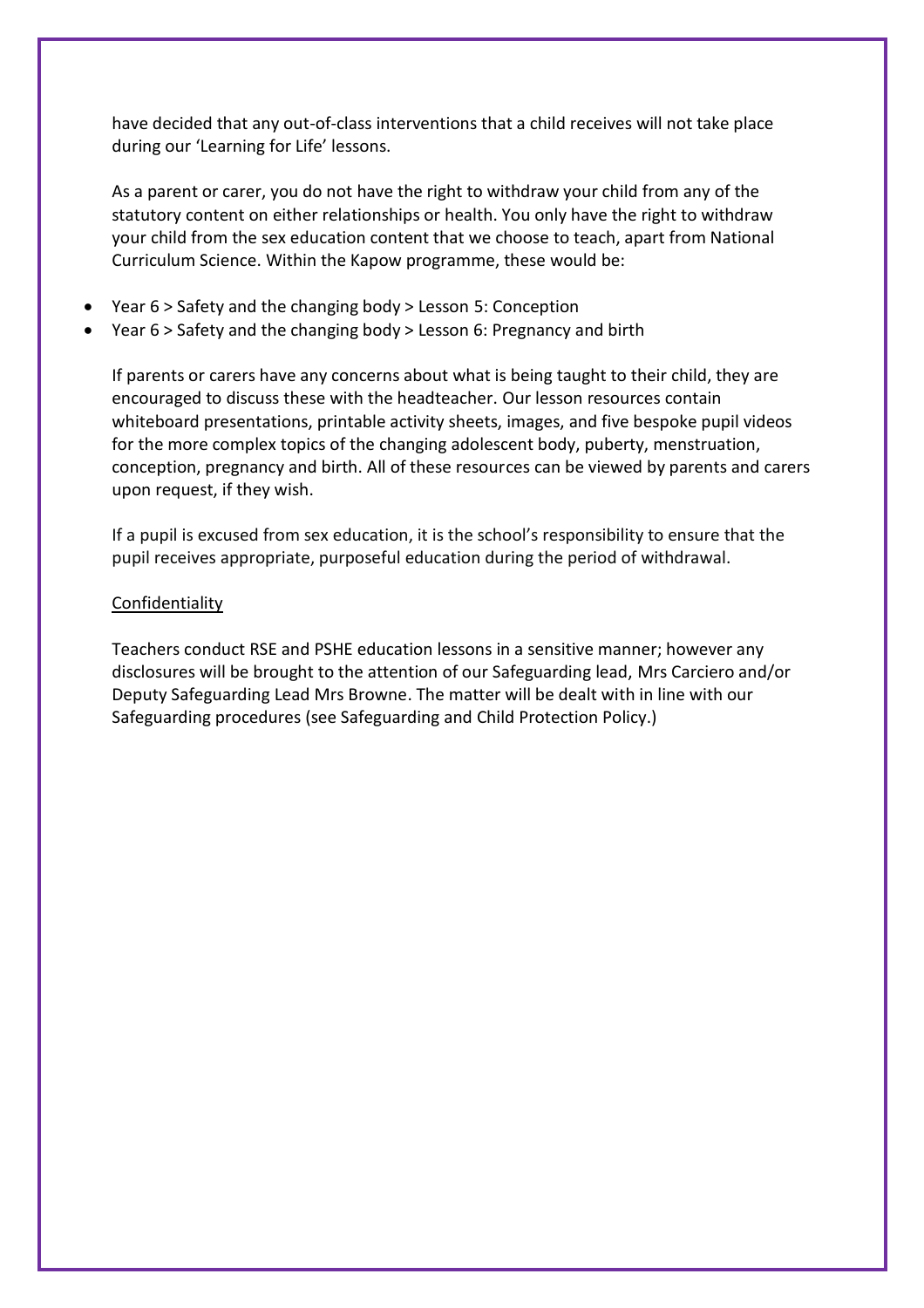have decided that any out-of-class interventions that a child receives will not take place during our 'Learning for Life' lessons.

As a parent or carer, you do not have the right to withdraw your child from any of the statutory content on either relationships or health. You only have the right to withdraw your child from the sex education content that we choose to teach, apart from National Curriculum Science. Within the Kapow programme, these would be:

- Year 6 > Safety and the changing body > Lesson 5: Conception
- Year 6 > Safety and the changing body > Lesson 6: Pregnancy and birth

If parents or carers have any concerns about what is being taught to their child, they are encouraged to discuss these with the headteacher. Our lesson resources contain whiteboard presentations, printable activity sheets, images, and five bespoke pupil videos for the more complex topics of the changing adolescent body, puberty, menstruation, conception, pregnancy and birth. All of these resources can be viewed by parents and carers upon request, if they wish.

If a pupil is excused from sex education, it is the school's responsibility to ensure that the pupil receives appropriate, purposeful education during the period of withdrawal.

<u>Confidentiality</u>

Teachers conduct RSE and PSHE education lessons in a sensitive manner; however any disclosures will be brought to the attention of our Safeguarding lead, Mrs Carciero and/or Deputy Safeguarding Lead Mrs Browne. The matter will be dealt with in line with our Safeguarding procedures (see Safeguarding and Child Protection Policy.)